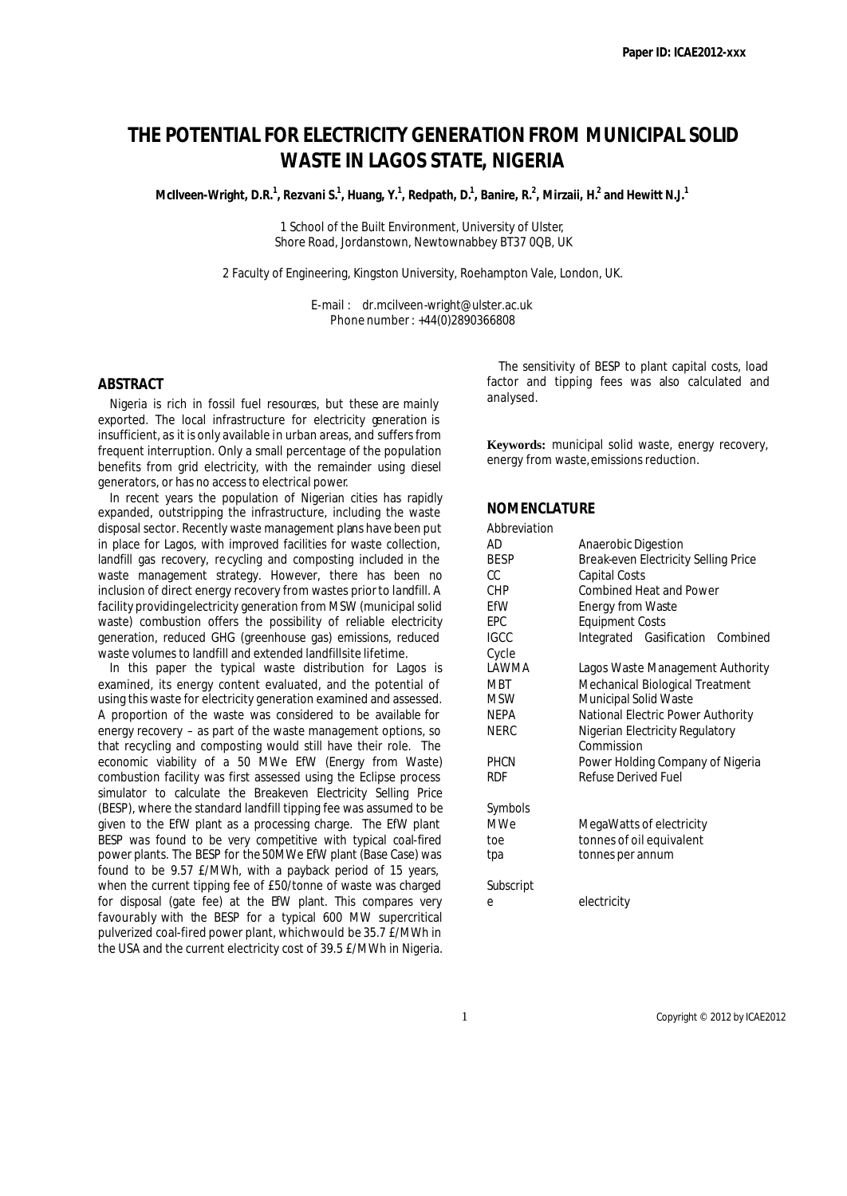Paper ID: ICAE2012-xxx

# THE POTENTIAL FOR ELECTRICITY GENERATION FROM MUNICIPAL SOLID WASTE IN LAGOS STATE, NIGERIA

**McIlveen-Wright, D.R.[1], Rezvani S.[1], Huang, Y.[1], Redpath, D.[1], Banire, R.[2], Mirzaii, H.[2] and Hewitt N.J.[1]**

1 School of the Built Environment, University of Ulster, Shore Road, Jordanstown, Newtownabbey BT37 0QB, UK

2 Faculty of Engineering, Kingston University, Roehampton Vale, London, UK.

E-mail : dr.mcilveen-wright@ulster.ac.uk
Phone number : +44(0)2890366808

## ABSTRACT

Nigeria is rich in fossil fuel resources, but these are mainly exported. The local infrastructure for electricity generation is insufficient, as it is only available in urban areas, and suffers from frequent interruption. Only a small percentage of the population benefits from grid electricity, with the remainder using diesel generators, or has no access to electrical power.

In recent years the population of Nigerian cities has rapidly expanded, outstripping the infrastructure, including the waste disposal sector. Recently waste management plans have been put in place for Lagos, with improved facilities for waste collection, landfill gas recovery, recycling and composting included in the waste management strategy. However, there has been no inclusion of direct energy recovery from wastes prior to landfill. A facility providing electricity generation from MSW (municipal solid waste) combustion offers the possibility of reliable electricity generation, reduced GHG (greenhouse gas) emissions, reduced waste volumes to landfill and extended landfill site lifetime.

In this paper the typical waste distribution for Lagos is examined, its energy content evaluated, and the potential of using this waste for electricity generation examined and assessed. A proportion of the waste was considered to be available for energy recovery – as part of the waste management options, so that recycling and composting would still have their role. The economic viability of a 50 MWe EfW (Energy from Waste) combustion facility was first assessed using the Eclipse process simulator to calculate the Breakeven Electricity Selling Price (BESP), where the standard landfill tipping fee was assumed to be given to the EfW plant as a processing charge. The EfW plant BESP was found to be very competitive with typical coal-fired power plants. The BESP for the 50MWe EfW plant (Base Case) was found to be 9.57 £/MWh, with a payback period of 15 years, when the current tipping fee of £50/tonne of waste was charged for disposal (gate fee) at the EfW plant. This compares very favourably with the BESP for a typical 600 MW supercritical pulverized coal-fired power plant, which would be 35.7 £/MWh in the USA and the current electricity cost of 39.5 £/MWh in Nigeria.

The sensitivity of BESP to plant capital costs, load factor and tipping fees was also calculated and analysed.

**Keywords:** municipal solid waste, energy recovery, energy from waste, emissions reduction.

## NOMENCLATURE

*Abbreviation*

| | |
|---|---|
| AD | Anaerobic Digestion |
| BESP | Break-even Electricity Selling Price |
| CC | Capital Costs |
| CHP | Combined Heat and Power |
| EfW | Energy from Waste |
| EPC | Equipment Costs |
| IGCC | Integrated Gasification Combined Cycle |
| LAWMA | Lagos Waste Management Authority |
| MBT | Mechanical Biological Treatment |
| MSW | Municipal Solid Waste |
| NEPA | National Electric Power Authority |
| NERC | Nigerian Electricity Regulatory Commission |
| PHCN | Power Holding Company of Nigeria |
| RDF | Refuse Derived Fuel |

*Symbols*

| | |
|---|---|
| MWe | MegaWatts of electricity |
| toe | tonnes of oil equivalent |
| tpa | tonnes per annum |

*Subscript*

| | |
|---|---|
| e | electricity |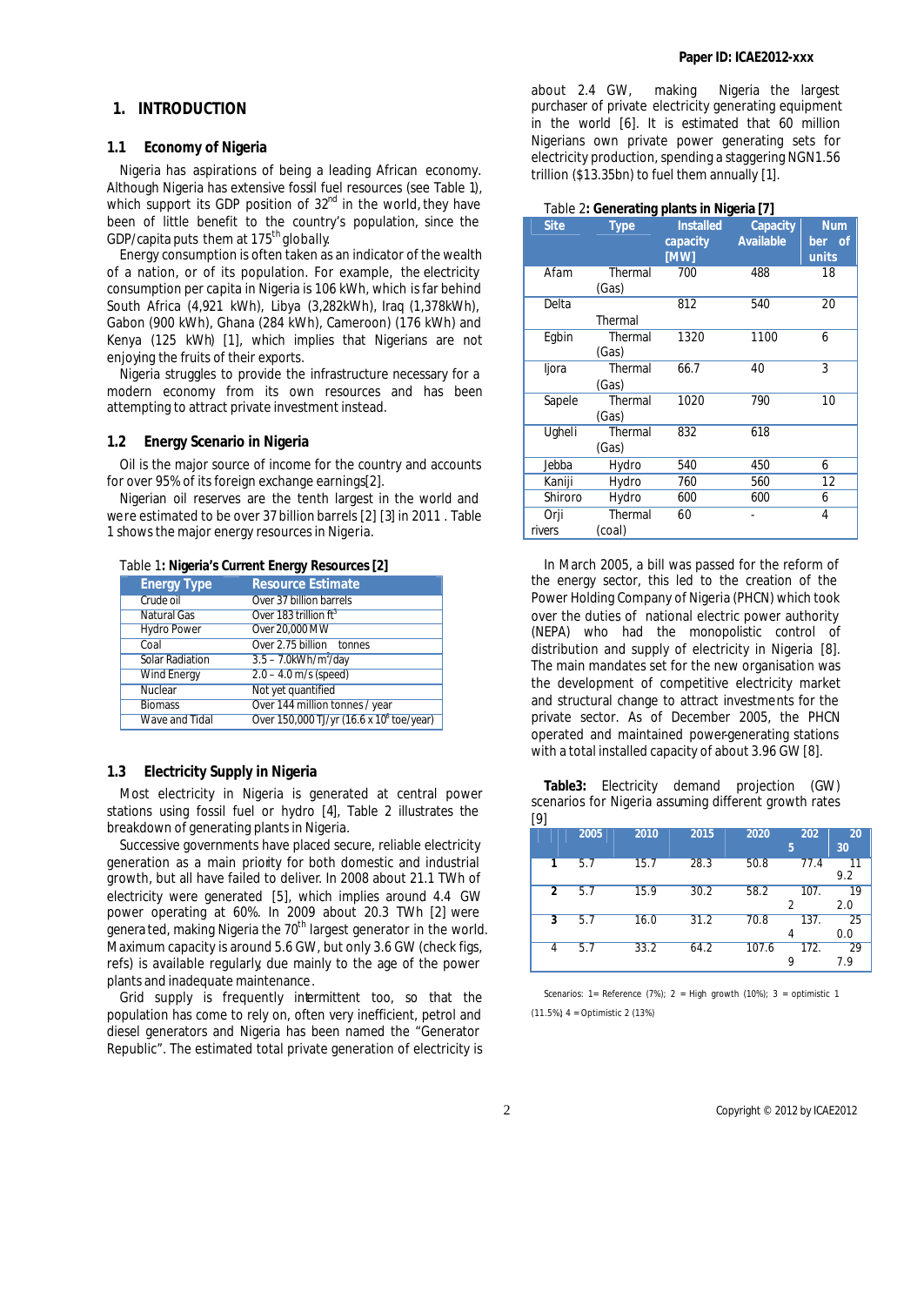## 1. INTRODUCTION

### 1.1 Economy of Nigeria

Nigeria has aspirations of being a leading African economy. Although Nigeria has extensive fossil fuel resources (see Table 1), which support its GDP position of 32nd in the world, they have been of little benefit to the country's population, since the GDP/capita puts them at 175th globally.

Energy consumption is often taken as an indicator of the wealth of a nation, or of its population. For example, the electricity consumption per capita in Nigeria is 106 kWh, which is far behind South Africa (4,921 kWh), Libya (3,282kWh), Iraq (1,378kWh), Gabon (900 kWh), Ghana (284 kWh), Cameroon) (176 kWh) and Kenya (125 kWh) [1], which implies that Nigerians are not enjoying the fruits of their exports.

Nigeria struggles to provide the infrastructure necessary for a modern economy from its own resources and has been attempting to attract private investment instead.

### 1.2 Energy Scenario in Nigeria

Oil is the major source of income for the country and accounts for over 95% of its foreign exchange earnings[2].

Nigerian oil reserves are the tenth largest in the world and were estimated to be over 37 billion barrels [2] [3] in 2011 . Table 1 shows the major energy resources in Nigeria.

Table 1**: Nigeria's Current Energy Resources [2]**

| Energy Type | Resource Estimate |
|---|---|
| Crude oil | Over 37 billion barrels |
| Natural Gas | Over 183 trillion ft$^3$ |
| Hydro Power | Over 20,000 MW |
| Coal | Over 2.75 billion tonnes |
| Solar Radiation | 3.5 – 7.0kWh/m$^2$/day |
| Wind Energy | 2.0 – 4.0 m/s (speed) |
| Nuclear | Not yet quantified |
| Biomass | Over 144 million tonnes / year |
| Wave and Tidal | Over 150,000 TJ/yr (16.6 x 10$^6$ toe/year) |

### 1.3 Electricity Supply in Nigeria

Most electricity in Nigeria is generated at central power stations using fossil fuel or hydro [4], Table 2 illustrates the breakdown of generating plants in Nigeria.

Successive governments have placed secure, reliable electricity generation as a main priority for both domestic and industrial growth, but all have failed to deliver. In 2008 about 21.1 TWh of electricity were generated [5], which implies around 4.4 GW power operating at 60%. In 2009 about 20.3 TWh [2] were generated, making Nigeria the 70th largest generator in the world. Maximum capacity is around 5.6 GW, but only 3.6 GW (check figs, refs) is available regularly, due mainly to the age of the power plants and inadequate maintenance.

Grid supply is frequently intermittent too, so that the population has come to rely on, often very inefficient, petrol and diesel generators and Nigeria has been named the "Generator Republic". The estimated total private generation of electricity is about 2.4 GW, making Nigeria the largest purchaser of private electricity generating equipment in the world [6]. It is estimated that 60 million Nigerians own private power generating sets for electricity production, spending a staggering NGN1.56 trillion ($13.35bn) to fuel them annually [1].

Table 2**: Generating plants in Nigeria [7]**

| Site | Type | Installed capacity [MW] | Capacity Available | Number of units |
|---|---|---|---|---|
| Afam | Thermal (Gas) | 700 | 488 | 18 |
| Delta | Thermal | 812 | 540 | 20 |
| Egbin | Thermal (Gas) | 1320 | 1100 | 6 |
| Ijora | Thermal (Gas) | 66.7 | 40 | 3 |
| Sapele | Thermal (Gas) | 1020 | 790 | 10 |
| Ugheli | Thermal (Gas) | 832 | 618 | |
| Jebba | Hydro | 540 | 450 | 6 |
| Kaniji | Hydro | 760 | 560 | 12 |
| Shiroro | Hydro | 600 | 600 | 6 |
| Orji rivers | Thermal (coal) | 60 | - | 4 |

In March 2005, a bill was passed for the reform of the energy sector, this led to the creation of the Power Holding Company of Nigeria (PHCN) which took over the duties of national electric power authority (NEPA) who had the monopolistic control of distribution and supply of electricity in Nigeria [8]. The main mandates set for the new organisation was the development of competitive electricity market and structural change to attract investments for the private sector. As of December 2005, the PHCN operated and maintained power-generating stations with a total installed capacity of about 3.96 GW [8].

**Table3:** Electricity demand projection (GW) scenarios for Nigeria assuming different growth rates [9]

| | 2005 | 2010 | 2015 | 2020 | 2025 | 2030 |
|---|---|---|---|---|---|---|
| **1** | 5.7 | 15.7 | 28.3 | 50.8 | 77.4 | 119.2 |
| **2** | 5.7 | 15.9 | 30.2 | 58.2 | 107.2 | 192.0 |
| **3** | 5.7 | 16.0 | 31.2 | 70.8 | 137.4 | 250.0 |
| 4 | 5.7 | 33.2 | 64.2 | 107.6 | 172.9 | 297.9 |

Scenarios: 1= Reference (7%); 2 = High growth (10%); 3 = optimistic 1 (11.5%) 4 = Optimistic 2 (13%)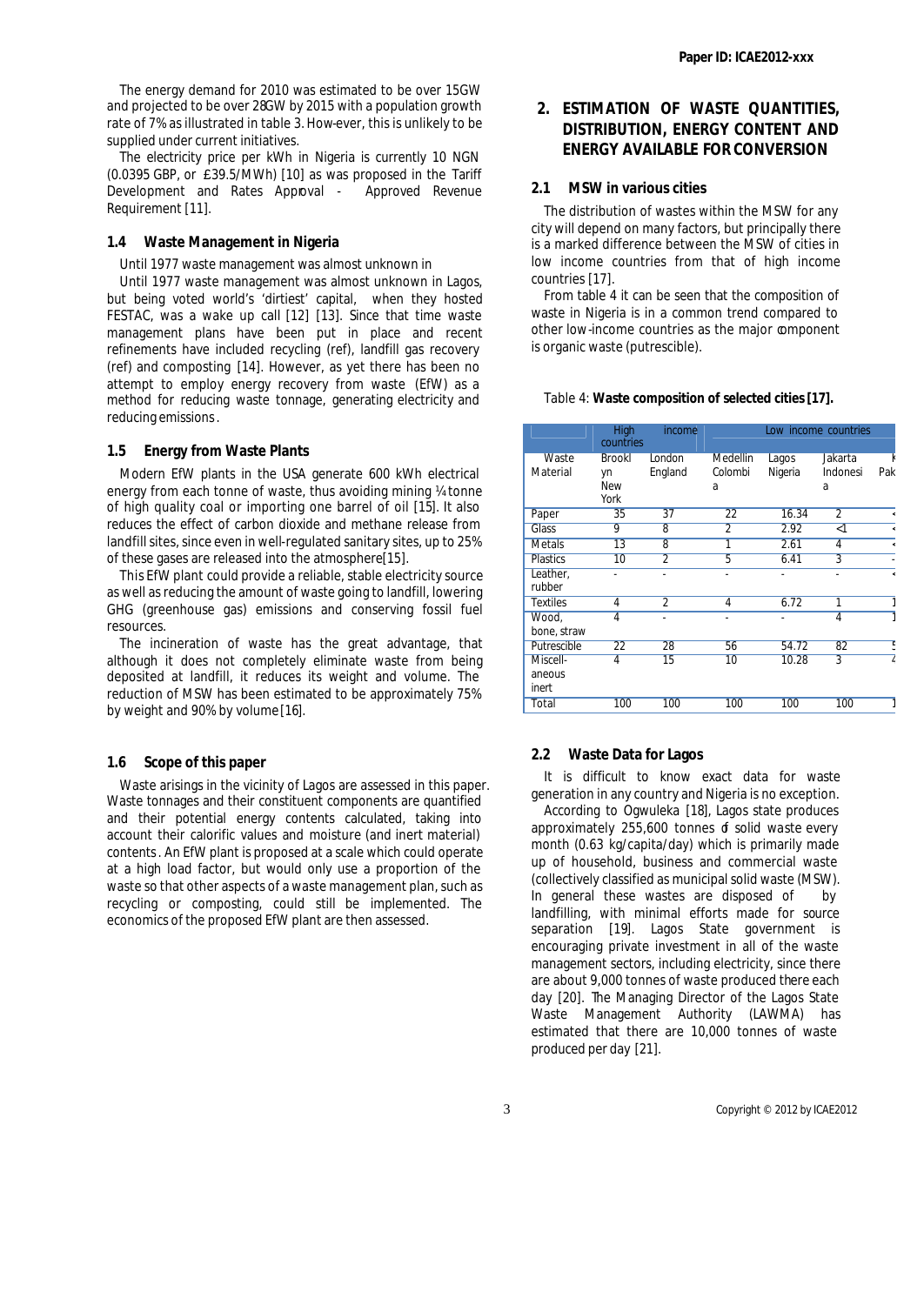The energy demand for 2010 was estimated to be over 15GW and projected to be over 28GW by 2015 with a population growth rate of 7% as illustrated in table 3. How-ever, this is unlikely to be supplied under current initiatives.

The electricity price per kWh in Nigeria is currently 10 NGN (0.0395 GBP, or £39.5/MWh) [10] as was proposed in the Tariff Development and Rates Approval - Approved Revenue Requirement [11].

### 1.4 Waste Management in Nigeria

Until 1977 waste management was almost unknown in

Until 1977 waste management was almost unknown in Lagos, but being voted world's 'dirtiest' capital, when they hosted FESTAC, was a wake up call [12] [13]. Since that time waste management plans have been put in place and recent refinements have included recycling (ref), landfill gas recovery (ref) and composting [14]. However, as yet there has been no attempt to employ energy recovery from waste (EfW) as a method for reducing waste tonnage, generating electricity and reducing emissions.

### 1.5 Energy from Waste Plants

Modern EfW plants in the USA generate 600 kWh electrical energy from each tonne of waste, thus avoiding mining ¼ tonne of high quality coal or importing one barrel of oil [15]. It also reduces the effect of carbon dioxide and methane release from landfill sites, since even in well-regulated sanitary sites, up to 25% of these gases are released into the atmosphere[15].

This EfW plant could provide a reliable, stable electricity source as well as reducing the amount of waste going to landfill, lowering GHG (greenhouse gas) emissions and conserving fossil fuel resources.

The incineration of waste has the great advantage, that although it does not completely eliminate waste from being deposited at landfill, it reduces its weight and volume. The reduction of MSW has been estimated to be approximately 75% by weight and 90% by volume [16].

### 1.6 Scope of this paper

Waste arisings in the vicinity of Lagos are assessed in this paper. Waste tonnages and their constituent components are quantified and their potential energy contents calculated, taking into account their calorific values and moisture (and inert material) contents. An EfW plant is proposed at a scale which could operate at a high load factor, but would only use a proportion of the waste so that other aspects of a waste management plan, such as recycling or composting, could still be implemented. The economics of the proposed EfW plant are then assessed.

## 2. ESTIMATION OF WASTE QUANTITIES, DISTRIBUTION, ENERGY CONTENT AND ENERGY AVAILABLE FOR CONVERSION

### 2.1 MSW in various cities

The distribution of wastes within the MSW for any city will depend on many factors, but principally there is a marked difference between the MSW of cities in low income countries from that of high income countries [17].

From table 4 it can be seen that the composition of waste in Nigeria is in a common trend compared to other low-income countries as the major component is organic waste (putrescible).

Table 4: **Waste composition of selected cities [17].**

| | High income countries | | Low income countries | | | |
|---|---|---|---|---|---|---|
| Waste Material | Brooklyn New York | London England | Medellin Colombia | Lagos Nigeria | Jakarta Indonesia | K Pak |
| Paper | 35 | 37 | 22 | 16.34 | 2 | < |
| Glass | 9 | 8 | 2 | 2.92 | <1 | < |
| Metals | 13 | 8 | 1 | 2.61 | 4 | < |
| Plastics | 10 | 2 | 5 | 6.41 | 3 | - |
| Leather, rubber | - | - | - | - | - | < |
| Textiles | 4 | 2 | 4 | 6.72 | 1 | 1 |
| Wood, bone, straw | 4 | - | - | - | 4 | 1 |
| Putrescible | 22 | 28 | 56 | 54.72 | 82 | 5 |
| Miscell-aneous inert | 4 | 15 | 10 | 10.28 | 3 | 4 |
| Total | 100 | 100 | 100 | 100 | 100 | 1 |

### 2.2 Waste Data for Lagos

It is difficult to know exact data for waste generation in any country and Nigeria is no exception.

According to Ogwuleka [18], Lagos state produces approximately 255,600 tonnes of solid waste every month (0.63 kg/capita/day) which is primarily made up of household, business and commercial waste (collectively classified as municipal solid waste (MSW). In general these wastes are disposed of by landfilling, with minimal efforts made for source separation [19]. Lagos State government is encouraging private investment in all of the waste management sectors, including electricity, since there are about 9,000 tonnes of waste produced there each day [20]. The Managing Director of the Lagos State Waste Management Authority (LAWMA) has estimated that there are 10,000 tonnes of waste produced per day [21].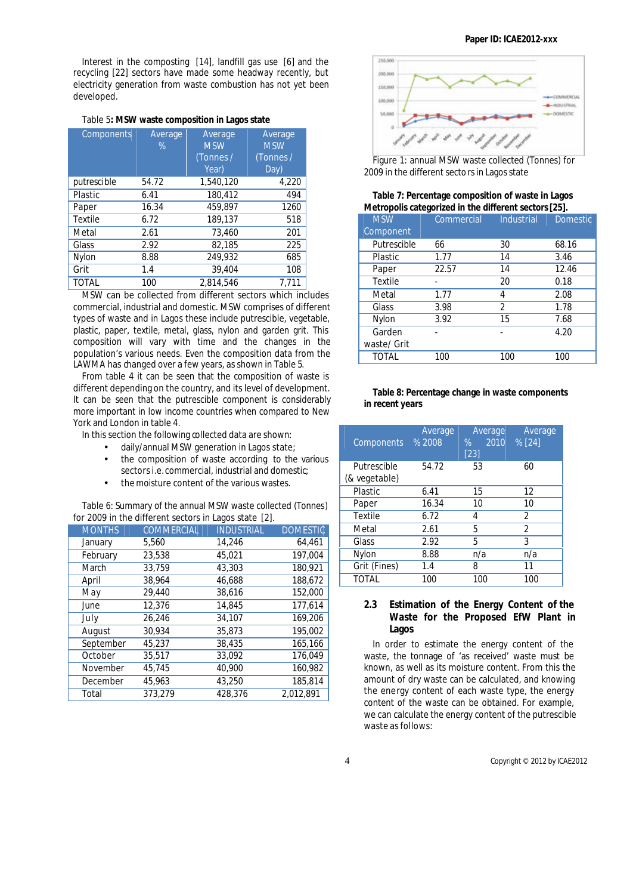Interest in the composting [14], landfill gas use [6] and the recycling [22] sectors have made some headway recently, but electricity generation from waste combustion has not yet been developed.

Table 5: **MSW waste composition in Lagos state**

| Components | Average % | Average MSW (Tonnes / Year) | Average MSW (Tonnes / Day) |
|---|---|---|---|
| putrescible | 54.72 | 1,540,120 | 4,220 |
| Plastic | 6.41 | 180,412 | 494 |
| Paper | 16.34 | 459,897 | 1260 |
| Textile | 6.72 | 189,137 | 518 |
| Metal | 2.61 | 73,460 | 201 |
| Glass | 2.92 | 82,185 | 225 |
| Nylon | 8.88 | 249,932 | 685 |
| Grit | 1.4 | 39,404 | 108 |
| TOTAL | 100 | 2,814,546 | 7,711 |

MSW can be collected from different sectors which includes commercial, industrial and domestic. MSW comprises of different types of waste and in Lagos these include putrescible, vegetable, plastic, paper, textile, metal, glass, nylon and garden grit. This composition will vary with time and the changes in the population's various needs. Even the composition data from the LAWMA has changed over a few years, as shown in Table 5.

From table 4 it can be seen that the composition of waste is different depending on the country, and its level of development. It can be seen that the putrescible component is considerably more important in low income countries when compared to New York and London in table 4.

In this section the following collected data are shown:

- daily/annual MSW generation in Lagos state;
- the composition of waste according to the various sectors i.e. commercial, industrial and domestic;
- the moisture content of the various wastes.

Table 6: Summary of the annual MSW waste collected (Tonnes) for 2009 in the different sectors in Lagos state [2].

| MONTHS | COMMERCIAL | INDUSTRIAL | DOMESTIC |
|---|---|---|---|
| January | 5,560 | 14,246 | 64,461 |
| February | 23,538 | 45,021 | 197,004 |
| March | 33,759 | 43,303 | 180,921 |
| April | 38,964 | 46,688 | 188,672 |
| May | 29,440 | 38,616 | 152,000 |
| June | 12,376 | 14,845 | 177,614 |
| July | 26,246 | 34,107 | 169,206 |
| August | 30,934 | 35,873 | 195,002 |
| September | 45,237 | 38,435 | 165,166 |
| October | 35,517 | 33,092 | 176,049 |
| November | 45,745 | 40,900 | 160,982 |
| December | 45,963 | 43,250 | 185,814 |
| Total | 373,279 | 428,376 | 2,012,891 |

Figure 1: annual MSW waste collected (Tonnes) for 2009 in the different sectors in Lagos state

**Table 7: Percentage composition of waste in Lagos Metropolis categorized in the different sectors [25].**

| MSW Component | Commercial | Industrial | Domestic |
|---|---|---|---|
| Putrescible | 66 | 30 | 68.16 |
| Plastic | 1.77 | 14 | 3.46 |
| Paper | 22.57 | 14 | 12.46 |
| Textile | - | 20 | 0.18 |
| Metal | 1.77 | 4 | 2.08 |
| Glass | 3.98 | 2 | 1.78 |
| Nylon | 3.92 | 15 | 7.68 |
| Garden waste/ Grit | - | - | 4.20 |
| TOTAL | 100 | 100 | 100 |

**Table 8: Percentage change in waste components in recent years**

| Components | Average % 2008 | Average % 2010 [23] | Average % [24] |
|---|---|---|---|
| Putrescible (& vegetable) | 54.72 | 53 | 60 |
| Plastic | 6.41 | 15 | 12 |
| Paper | 16.34 | 10 | 10 |
| Textile | 6.72 | 4 | 2 |
| Metal | 2.61 | 5 | 2 |
| Glass | 2.92 | 5 | 3 |
| Nylon | 8.88 | n/a | n/a |
| Grit (Fines) | 1.4 | 8 | 11 |
| TOTAL | 100 | 100 | 100 |

### 2.3 Estimation of the Energy Content of the Waste for the Proposed EfW Plant in Lagos

In order to estimate the energy content of the waste, the tonnage of 'as received' waste must be known, as well as its moisture content. From this the amount of dry waste can be calculated, and knowing the energy content of each waste type, the energy content of the waste can be obtained. For example, we can calculate the energy content of the putrescible waste as follows: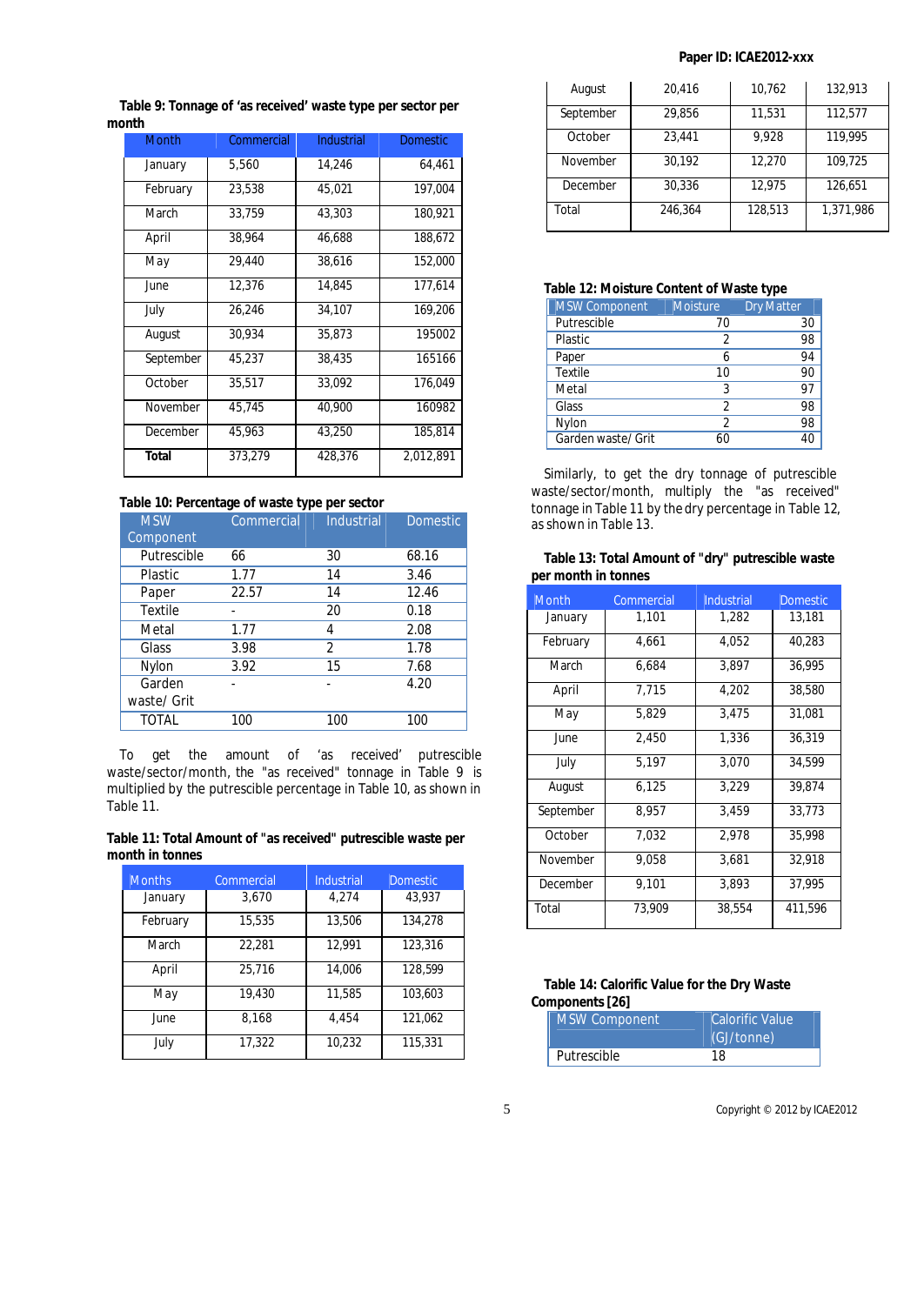**Table 9: Tonnage of 'as received' waste type per sector per month**

| Month | Commercial | Industrial | Domestic |
|---|---|---|---|
| January | 5,560 | 14,246 | 64,461 |
| February | 23,538 | 45,021 | 197,004 |
| March | 33,759 | 43,303 | 180,921 |
| April | 38,964 | 46,688 | 188,672 |
| May | 29,440 | 38,616 | 152,000 |
| June | 12,376 | 14,845 | 177,614 |
| July | 26,246 | 34,107 | 169,206 |
| August | 30,934 | 35,873 | 195002 |
| September | 45,237 | 38,435 | 165166 |
| October | 35,517 | 33,092 | 176,049 |
| November | 45,745 | 40,900 | 160982 |
| December | 45,963 | 43,250 | 185,814 |
| **Total** | 373,279 | 428,376 | 2,012,891 |

**Table 10: Percentage of waste type per sector**

| MSW Component | Commercial | Industrial | Domestic |
|---|---|---|---|
| Putrescible | 66 | 30 | 68.16 |
| Plastic | 1.77 | 14 | 3.46 |
| Paper | 22.57 | 14 | 12.46 |
| Textile | - | 20 | 0.18 |
| Metal | 1.77 | 4 | 2.08 |
| Glass | 3.98 | 2 | 1.78 |
| Nylon | 3.92 | 15 | 7.68 |
| Garden waste/ Grit | - | - | 4.20 |
| TOTAL | 100 | 100 | 100 |

To get the amount of 'as received' putrescible waste/sector/month, the "as received" tonnage in Table 9 is multiplied by the putrescible percentage in Table 10, as shown in Table 11.

**Table 11: Total Amount of "as received" putrescible waste per month in tonnes**

| Months | Commercial | Industrial | Domestic |
|---|---|---|---|
| January | 3,670 | 4,274 | 43,937 |
| February | 15,535 | 13,506 | 134,278 |
| March | 22,281 | 12,991 | 123,316 |
| April | 25,716 | 14,006 | 128,599 |
| May | 19,430 | 11,585 | 103,603 |
| June | 8,168 | 4,454 | 121,062 |
| July | 17,322 | 10,232 | 115,331 |
| August | 20,416 | 10,762 | 132,913 |
| September | 29,856 | 11,531 | 112,577 |
| October | 23,441 | 9,928 | 119,995 |
| November | 30,192 | 12,270 | 109,725 |
| December | 30,336 | 12,975 | 126,651 |
| Total | 246,364 | 128,513 | 1,371,986 |

**Table 12: Moisture Content of Waste type**

| MSW Component | Moisture | Dry Matter |
|---|---|---|
| Putrescible | 70 | 30 |
| Plastic | 2 | 98 |
| Paper | 6 | 94 |
| Textile | 10 | 90 |
| Metal | 3 | 97 |
| Glass | 2 | 98 |
| Nylon | 2 | 98 |
| Garden waste/ Grit | 60 | 40 |

Similarly, to get the dry tonnage of putrescible waste/sector/month, multiply the "as received" tonnage in Table 11 by the dry percentage in Table 12, as shown in Table 13.

**Table 13: Total Amount of "dry" putrescible waste per month in tonnes**

| Month | Commercial | Industrial | Domestic |
|---|---|---|---|
| January | 1,101 | 1,282 | 13,181 |
| February | 4,661 | 4,052 | 40,283 |
| March | 6,684 | 3,897 | 36,995 |
| April | 7,715 | 4,202 | 38,580 |
| May | 5,829 | 3,475 | 31,081 |
| June | 2,450 | 1,336 | 36,319 |
| July | 5,197 | 3,070 | 34,599 |
| August | 6,125 | 3,229 | 39,874 |
| September | 8,957 | 3,459 | 33,773 |
| October | 7,032 | 2,978 | 35,998 |
| November | 9,058 | 3,681 | 32,918 |
| December | 9,101 | 3,893 | 37,995 |
| Total | 73,909 | 38,554 | 411,596 |

**Table 14: Calorific Value for the Dry Waste Components [26]**

| MSW Component | Calorific Value (GJ/tonne) |
|---|---|
| Putrescible | 18 |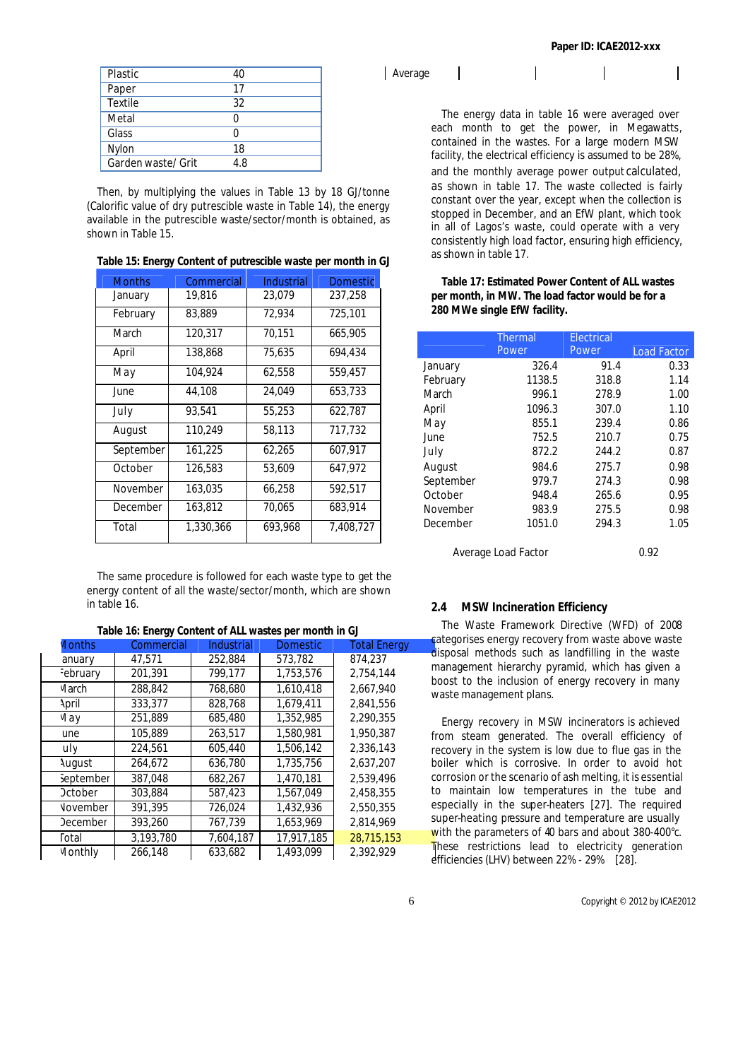| Plastic | 40 |
|---|---|
| Paper | 17 |
| Textile | 32 |
| Metal | 0 |
| Glass | 0 |
| Nylon | 18 |
| Garden waste/ Grit | 4.8 |

| Average | | | | |
|---|---|---|---|---|

Then, by multiplying the values in Table 13 by 18 GJ/tonne (Calorific value of dry putrescible waste in Table 14), the energy available in the putrescible waste/sector/month is obtained, as shown in Table 15.

**Table 15: Energy Content of putrescible waste per month in GJ**

| Months | Commercial | Industrial | Domestic |
|---|---|---|---|
| January | 19,816 | 23,079 | 237,258 |
| February | 83,889 | 72,934 | 725,101 |
| March | 120,317 | 70,151 | 665,905 |
| April | 138,868 | 75,635 | 694,434 |
| May | 104,924 | 62,558 | 559,457 |
| June | 44,108 | 24,049 | 653,733 |
| July | 93,541 | 55,253 | 622,787 |
| August | 110,249 | 58,113 | 717,732 |
| September | 161,225 | 62,265 | 607,917 |
| October | 126,583 | 53,609 | 647,972 |
| November | 163,035 | 66,258 | 592,517 |
| December | 163,812 | 70,065 | 683,914 |
| Total | 1,330,366 | 693,968 | 7,408,727 |

The same procedure is followed for each waste type to get the energy content of all the waste/sector/month, which are shown in table 16.

**Table 16: Energy Content of ALL wastes per month in GJ**

| Months | Commercial | Industrial | Domestic | Total Energy |
|---|---|---|---|---|
| January | 47,571 | 252,884 | 573,782 | 874,237 |
| February | 201,391 | 799,177 | 1,753,576 | 2,754,144 |
| March | 288,842 | 768,680 | 1,610,418 | 2,667,940 |
| April | 333,377 | 828,768 | 1,679,411 | 2,841,556 |
| May | 251,889 | 685,480 | 1,352,985 | 2,290,355 |
| June | 105,889 | 263,517 | 1,580,981 | 1,950,387 |
| July | 224,561 | 605,440 | 1,506,142 | 2,336,143 |
| August | 264,672 | 636,780 | 1,735,756 | 2,637,207 |
| September | 387,048 | 682,267 | 1,470,181 | 2,539,496 |
| October | 303,884 | 587,423 | 1,567,049 | 2,458,355 |
| November | 391,395 | 726,024 | 1,432,936 | 2,550,355 |
| December | 393,260 | 767,739 | 1,653,969 | 2,814,969 |
| Total | 3,193,780 | 7,604,187 | 17,917,185 | 28,715,153 |
| Monthly | 266,148 | 633,682 | 1,493,099 | 2,392,929 |

The energy data in table 16 were averaged over each month to get the power, in Megawatts, contained in the wastes. For a large modern MSW facility, the electrical efficiency is assumed to be 28%, and the monthly average power output calculated, as shown in table 17. The waste collected is fairly constant over the year, except when the collection is stopped in December, and an EfW plant, which took in all of Lagos's waste, could operate with a very consistently high load factor, ensuring high efficiency, as shown in table 17.

**Table 17: Estimated Power Content of ALL wastes per month, in MW. The load factor would be for a 280 MWe single EfW facility.**

| | Thermal Power | Electrical Power | Load Factor |
|---|---|---|---|
| January | 326.4 | 91.4 | 0.33 |
| February | 1138.5 | 318.8 | 1.14 |
| March | 996.1 | 278.9 | 1.00 |
| April | 1096.3 | 307.0 | 1.10 |
| May | 855.1 | 239.4 | 0.86 |
| June | 752.5 | 210.7 | 0.75 |
| July | 872.2 | 244.2 | 0.87 |
| August | 984.6 | 275.7 | 0.98 |
| September | 979.7 | 274.3 | 0.98 |
| October | 948.4 | 265.6 | 0.95 |
| November | 983.9 | 275.5 | 0.98 |
| December | 1051.0 | 294.3 | 1.05 |
| Average Load Factor | | | 0.92 |

## 2.4 MSW Incineration Efficiency

The Waste Framework Directive (WFD) of 2008 categorises energy recovery from waste above waste disposal methods such as landfilling in the waste management hierarchy pyramid, which has given a boost to the inclusion of energy recovery in many waste management plans.

Energy recovery in MSW incinerators is achieved from steam generated. The overall efficiency of recovery in the system is low due to flue gas in the boiler which is corrosive. In order to avoid hot corrosion or the scenario of ash melting, it is essential to maintain low temperatures in the tube and especially in the super-heaters [27]. The required super-heating pressure and temperature are usually with the parameters of 40 bars and about 380-400°C. These restrictions lead to electricity generation efficiencies (LHV) between 22% - 29% [28].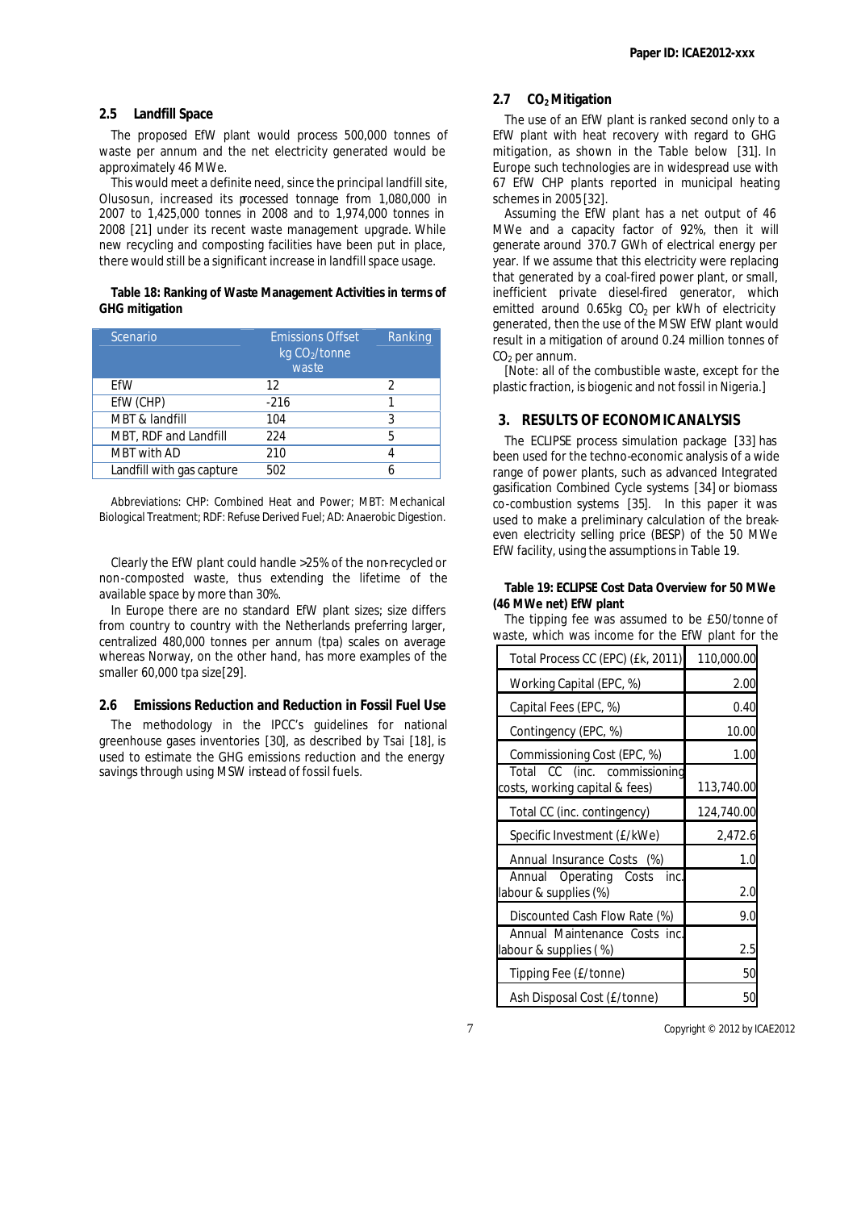## 2.5 Landfill Space

The proposed EfW plant would process 500,000 tonnes of waste per annum and the net electricity generated would be approximately 46 MWe.

This would meet a definite need, since the principal landfill site, Olusosun, increased its processed tonnage from 1,080,000 in 2007 to 1,425,000 tonnes in 2008 and to 1,974,000 tonnes in 2008 [21] under its recent waste management upgrade. While new recycling and composting facilities have been put in place, there would still be a significant increase in landfill space usage.

**Table 18: Ranking of Waste Management Activities in terms of GHG mitigation**

| Scenario | Emissions Offset kg $CO_2$/tonne waste | Ranking |
|---|---|---|
| EfW | 12 | 2 |
| EfW (CHP) | -216 | 1 |
| MBT & landfill | 104 | 3 |
| MBT, RDF and Landfill | 224 | 5 |
| MBT with AD | 210 | 4 |
| Landfill with gas capture | 502 | 6 |

Abbreviations: CHP: Combined Heat and Power; MBT: Mechanical Biological Treatment; RDF: Refuse Derived Fuel; AD: Anaerobic Digestion.

Clearly the EfW plant could handle >25% of the non-recycled or non-composted waste, thus extending the lifetime of the available space by more than 30%.

In Europe there are no standard EfW plant sizes; size differs from country to country with the Netherlands preferring larger, centralized 480,000 tonnes per annum (tpa) scales on average whereas Norway, on the other hand, has more examples of the smaller 60,000 tpa size[29].

## 2.6 Emissions Reduction and Reduction in Fossil Fuel Use

The methodology in the IPCC's guidelines for national greenhouse gases inventories [30], as described by Tsai [18], is used to estimate the GHG emissions reduction and the energy savings through using MSW instead of fossil fuels.

## 2.7 $CO_2$ Mitigation

The use of an EfW plant is ranked second only to a EfW plant with heat recovery with regard to GHG mitigation, as shown in the Table below [31]. In Europe such technologies are in widespread use with 67 EfW CHP plants reported in municipal heating schemes in 2005 [32].

Assuming the EfW plant has a net output of 46 MWe and a capacity factor of 92%, then it will generate around 370.7 GWh of electrical energy per year. If we assume that this electricity were replacing that generated by a coal-fired power plant, or small, inefficient private diesel-fired generator, which emitted around 0.65kg $CO_2$ per kWh of electricity generated, then the use of the MSW EfW plant would result in a mitigation of around 0.24 million tonnes of $CO_2$ per annum.

[Note: all of the combustible waste, except for the plastic fraction, is biogenic and not fossil in Nigeria.]

# 3. RESULTS OF ECONOMIC ANALYSIS

The ECLIPSE process simulation package [33] has been used for the techno-economic analysis of a wide range of power plants, such as advanced Integrated gasification Combined Cycle systems [34] or biomass co-combustion systems [35]. In this paper it was used to make a preliminary calculation of the break-even electricity selling price (BESP) of the 50 MWe EfW facility, using the assumptions in Table 19.

**Table 19: ECLIPSE Cost Data Overview for 50 MWe (46 MWe net) EfW plant**

| Item | Value |
|---|---|
| Total Process CC (EPC) (£k, 2011) | 110,000.00 |
| Working Capital (EPC, %) | 2.00 |
| Capital Fees (EPC, %) | 0.40 |
| Contingency (EPC, %) | 10.00 |
| Commissioning Cost (EPC, %) | 1.00 |
| Total CC (inc. commissioning costs, working capital & fees) | 113,740.00 |
| Total CC (inc. contingency) | 124,740.00 |
| Specific Investment (£/kWe) | 2,472.6 |
| Annual Insurance Costs (%) | 1.0 |
| Annual Operating Costs inc. labour & supplies (%) | 2.0 |
| Discounted Cash Flow Rate (%) | 9.0 |
| Annual Maintenance Costs inc. labour & supplies (%) | 2.5 |
| Tipping Fee (£/tonne) | 50 |
| Ash Disposal Cost (£/tonne) | 50 |

The tipping fee was assumed to be £50/tonne of waste, which was income for the EfW plant for the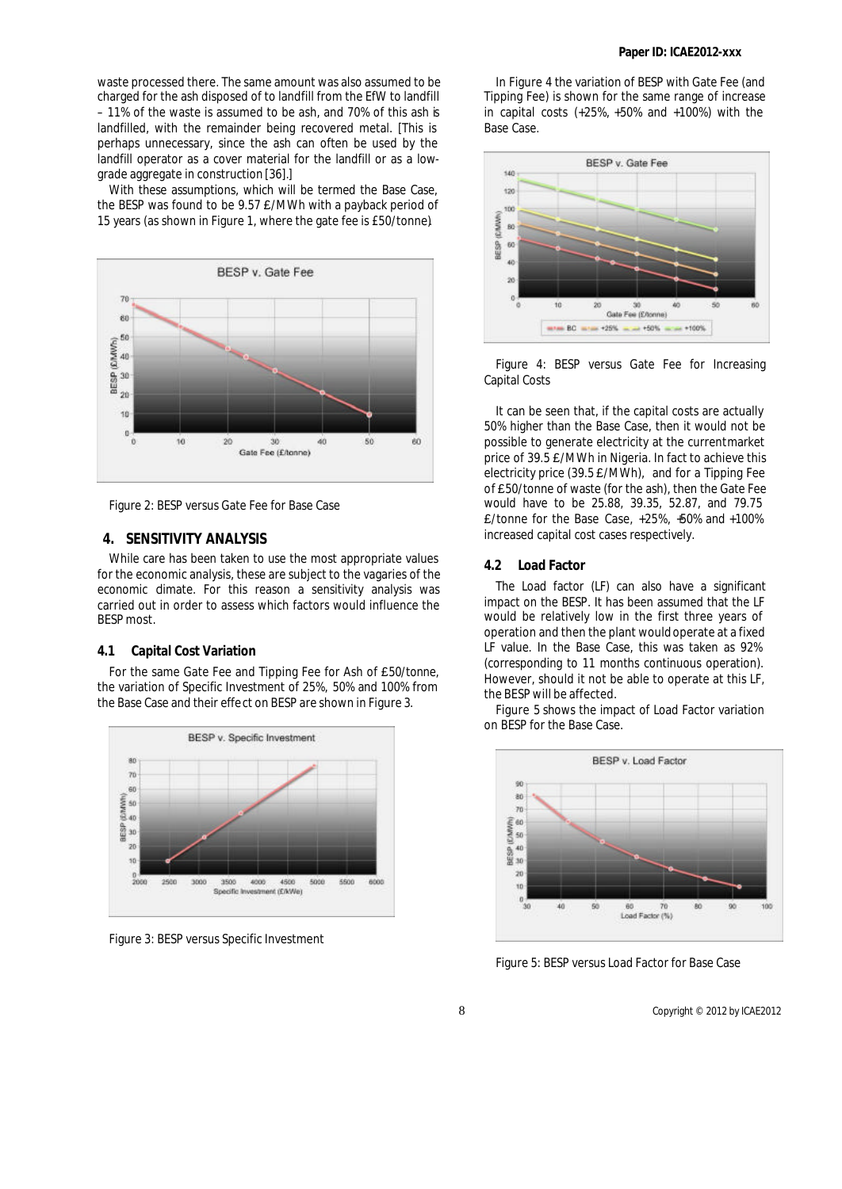waste processed there. The same amount was also assumed to be charged for the ash disposed of to landfill from the EfW to landfill – 11% of the waste is assumed to be ash, and 70% of this ash is landfilled, with the remainder being recovered metal. [This is perhaps unnecessary, since the ash can often be used by the landfill operator as a cover material for the landfill or as a low-grade aggregate in construction [36].]

With these assumptions, which will be termed the Base Case, the BESP was found to be 9.57 £/MWh with a payback period of 15 years (as shown in Figure 1, where the gate fee is £50/tonne).

Figure 2: BESP versus Gate Fee for Base Case

## 4. SENSITIVITY ANALYSIS

While care has been taken to use the most appropriate values for the economic analysis, these are subject to the vagaries of the economic climate. For this reason a sensitivity analysis was carried out in order to assess which factors would influence the BESP most.

### 4.1 Capital Cost Variation

For the same Gate Fee and Tipping Fee for Ash of £50/tonne, the variation of Specific Investment of 25%, 50% and 100% from the Base Case and their effect on BESP are shown in Figure 3.

Figure 3: BESP versus Specific Investment

In Figure 4 the variation of BESP with Gate Fee (and Tipping Fee) is shown for the same range of increase in capital costs (+25%, +50% and +100%) with the Base Case.

Figure 4: BESP versus Gate Fee for Increasing Capital Costs

It can be seen that, if the capital costs are actually 50% higher than the Base Case, then it would not be possible to generate electricity at the current market price of 39.5 £/MWh in Nigeria. In fact to achieve this electricity price (39.5 £/MWh), and for a Tipping Fee of £50/tonne of waste (for the ash), then the Gate Fee would have to be 25.88, 39.35, 52.87, and 79.75 £/tonne for the Base Case, +25%, +50% and +100% increased capital cost cases respectively.

### 4.2 Load Factor

The Load factor (LF) can also have a significant impact on the BESP. It has been assumed that the LF would be relatively low in the first three years of operation and then the plant would operate at a fixed LF value. In the Base Case, this was taken as 92% (corresponding to 11 months continuous operation). However, should it not be able to operate at this LF, the BESP will be affected.

Figure 5 shows the impact of Load Factor variation on BESP for the Base Case.

Figure 5: BESP versus Load Factor for Base Case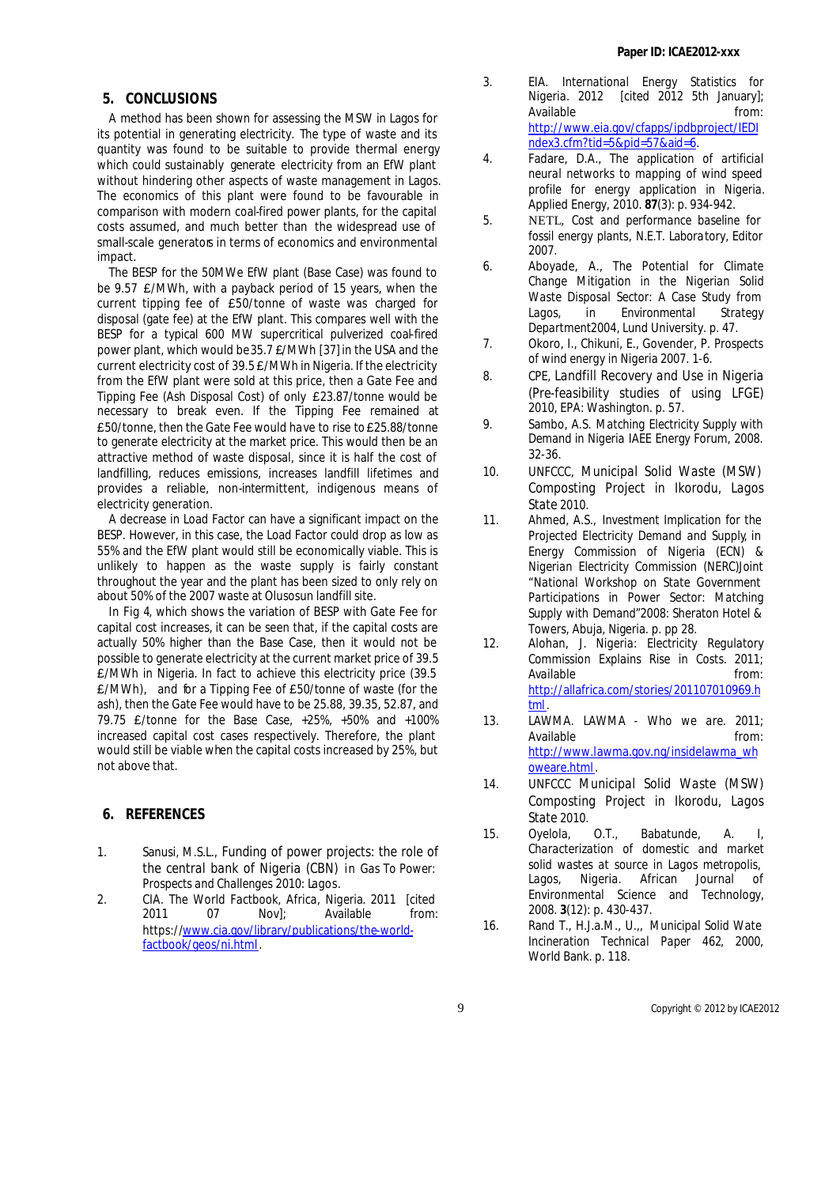## 5. CONCLUSIONS

A method has been shown for assessing the MSW in Lagos for its potential in generating electricity. The type of waste and its quantity was found to be suitable to provide thermal energy which could sustainably generate electricity from an EfW plant without hindering other aspects of waste management in Lagos. The economics of this plant were found to be favourable in comparison with modern coal-fired power plants, for the capital costs assumed, and much better than the widespread use of small-scale generators in terms of economics and environmental impact.

The BESP for the 50MWe EfW plant (Base Case) was found to be 9.57 £/MWh, with a payback period of 15 years, when the current tipping fee of £50/tonne of waste was charged for disposal (gate fee) at the EfW plant. This compares well with the BESP for a typical 600 MW supercritical pulverized coal-fired power plant, which would be 35.7 £/MWh [37] in the USA and the current electricity cost of 39.5 £/MWh in Nigeria. If the electricity from the EfW plant were sold at this price, then a Gate Fee and Tipping Fee (Ash Disposal Cost) of only £23.87/tonne would be necessary to break even. If the Tipping Fee remained at £50/tonne, then the Gate Fee would have to rise to £25.88/tonne to generate electricity at the market price. This would then be an attractive method of waste disposal, since it is half the cost of landfilling, reduces emissions, increases landfill lifetimes and provides a reliable, non-intermittent, indigenous means of electricity generation.

A decrease in Load Factor can have a significant impact on the BESP. However, in this case, the Load Factor could drop as low as 55% and the EfW plant would still be economically viable. This is unlikely to happen as the waste supply is fairly constant throughout the year and the plant has been sized to only rely on about 50% of the 2007 waste at Olusosun landfill site.

In Fig 4, which shows the variation of BESP with Gate Fee for capital cost increases, it can be seen that, if the capital costs are actually 50% higher than the Base Case, then it would not be possible to generate electricity at the current market price of 39.5 £/MWh in Nigeria. In fact to achieve this electricity price (39.5 £/MWh), and for a Tipping Fee of £50/tonne of waste (for the ash), then the Gate Fee would have to be 25.88, 39.35, 52.87, and 79.75 £/tonne for the Base Case, +25%, +50% and +100% increased capital cost cases respectively. Therefore, the plant would still be viable when the capital costs increased by 25%, but not above that.

## 6. REFERENCES

1. Sanusi, M.S.L., Funding of power projects: the role of the central bank of Nigeria (CBN) in Gas To Power: Prospects and Challenges 2010: Lagos.
2. CIA. The World Factbook, Africa, Nigeria. 2011 [cited 2011 07 Nov]; Available from: https://www.cia.gov/library/publications/the-world-factbook/geos/ni.html.
3. EIA. International Energy Statistics for Nigeria. 2012 [cited 2012 5th January]; Available from: http://www.eia.gov/cfapps/ipdbproject/IEDIndex3.cfm?tid=5&pid=57&aid=6.
4. Fadare, D.A., The application of artificial neural networks to mapping of wind speed profile for energy application in Nigeria. Applied Energy, 2010. **87**(3): p. 934-942.
5. NETL, Cost and performance baseline for fossil energy plants, N.E.T. Laboratory, Editor 2007.
6. Aboyade, A., The Potential for Climate Change Mitigation in the Nigerian Solid Waste Disposal Sector: A Case Study from Lagos, in Environmental Strategy Department2004, Lund University. p. 47.
7. Okoro, I., Chikuni, E., Govender, P. Prospects of wind energy in Nigeria 2007. 1-6.
8. CPE, Landfill Recovery and Use in Nigeria (Pre-feasibility studies of using LFGE) 2010, EPA: Washington. p. 57.
9. Sambo, A.S. Matching Electricity Supply with Demand in Nigeria IAEE Energy Forum, 2008. 32-36.
10. UNFCCC, Municipal Solid Waste (MSW) Composting Project in Ikorodu, Lagos State 2010.
11. Ahmed, A.S., Investment Implication for the Projected Electricity Demand and Supply, in Energy Commission of Nigeria (ECN) & Nigerian Electricity Commission (NERC)Joint "National Workshop on State Government Participations in Power Sector: Matching Supply with Demand"2008: Sheraton Hotel & Towers, Abuja, Nigeria. p. pp 28.
12. Alohan, J. Nigeria: Electricity Regulatory Commission Explains Rise in Costs. 2011; Available from: http://allafrica.com/stories/201107010969.html.
13. LAWMA. LAWMA - Who we are. 2011; Available from: http://www.lawma.gov.ng/insidelawma_whoweare.html.
14. UNFCCC Municipal Solid Waste (MSW) Composting Project in Ikorodu, Lagos State 2010.
15. Oyelola, O.T., Babatunde, A. I, Characterization of domestic and market solid wastes at source in Lagos metropolis, Lagos, Nigeria. African Journal of Environmental Science and Technology, 2008. **3**(12): p. 430-437.
16. Rand T., H.J.a.M., U.,, Municipal Solid Wate Incineration Technical Paper 462, 2000, World Bank. p. 118.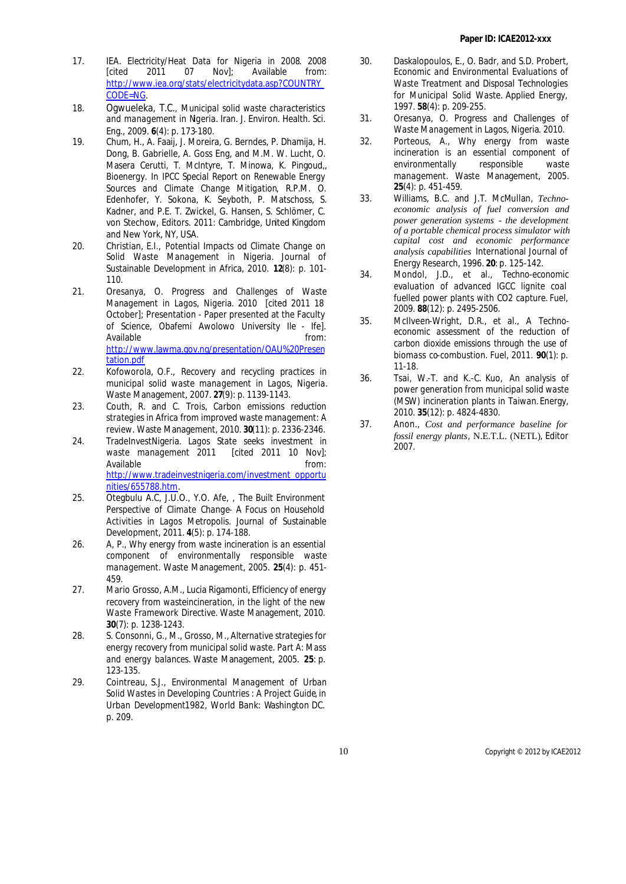17. IEA. Electricity/Heat Data for Nigeria in 2008. 2008 [cited 2011 07 Nov]; Available from: http://www.iea.org/stats/electricitydata.asp?COUNTRY_CODE=NG.
18. Ogwueleka, T.C., Municipal solid waste characteristics and management in Nigeria. Iran. J. Environ. Health. Sci. Eng., 2009. **6**(4): p. 173-180.
19. Chum, H., A. Faaij, J. Moreira, G. Berndes, P. Dhamija, H. Dong, B. Gabrielle, A. Goss Eng, and M.M. W. Lucht, O. Masera Cerutti, T. McIntyre, T. Minowa, K. Pingoud,, Bioenergy. In IPCC Special Report on Renewable Energy Sources and Climate Change Mitigation, R.P.M. O. Edenhofer, Y. Sokona, K. Seyboth, P. Matschoss, S. Kadner, and P.E. T. Zwickel, G. Hansen, S. Schlömer, C. von Stechow, Editors. 2011: Cambridge, United Kingdom and New York, NY, USA.
20. Christian, E.I., Potential Impacts od Climate Change on Solid Waste Management in Nigeria. Journal of Sustainable Development in Africa, 2010. **12**(8): p. 101-110.
21. Oresanya, O. Progress and Challenges of Waste Management in Lagos, Nigeria. 2010 [cited 2011 18 October]; Presentation - Paper presented at the Faculty of Science, Obafemi Awolowo University Ile - Ife]. Available from: http://www.lawma.gov.ng/presentation/OAU%20Presentation.pdf
22. Kofoworola, O.F., Recovery and recycling practices in municipal solid waste management in Lagos, Nigeria. Waste Management, 2007. **27**(9): p. 1139-1143.
23. Couth, R. and C. Trois, Carbon emissions reduction strategies in Africa from improved waste management: A review. Waste Management, 2010. **30**(11): p. 2336-2346.
24. TradeInvestNigeria. Lagos State seeks investment in waste management 2011 [cited 2011 10 Nov]; Available from: http://www.tradeinvestnigeria.com/investment_opportunities/655788.htm.
25. Otegbulu A.C, J.U.O., Y.O. Afe, , The Built Environment Perspective of Climate Change- A Focus on Household Activities in Lagos Metropolis. Journal of Sustainable Development, 2011. **4**(5): p. 174-188.
26. A, P., Why energy from waste incineration is an essential component of environmentally responsible waste management. Waste Management, 2005. **25**(4): p. 451-459.
27. Mario Grosso, A.M., Lucia Rigamonti, Efficiency of energy recovery from wasteincineration, in the light of the new Waste Framework Directive. Waste Management, 2010. **30**(7): p. 1238-1243.
28. S. Consonni, G., M., Grosso, M., Alternative strategies for energy recovery from municipal solid waste. Part A: Mass and energy balances. Waste Management, 2005. **25**: p. 123-135.
29. Cointreau, S.J., Environmental Management of Urban Solid Wastes in Developing Countries : A Project Guide, in Urban Development1982, World Bank: Washington DC. p. 209.
30. Daskalopoulos, E., O. Badr, and S.D. Probert, Economic and Environmental Evaluations of Waste Treatment and Disposal Technologies for Municipal Solid Waste. Applied Energy, 1997. **58**(4): p. 209-255.
31. Oresanya, O. Progress and Challenges of Waste Management in Lagos, Nigeria. 2010.
32. Porteous, A., Why energy from waste incineration is an essential component of environmentally responsible waste management. Waste Management, 2005. **25**(4): p. 451-459.
33. Williams, B.C. and J.T. McMullan, *Techno-economic analysis of fuel conversion and power generation systems - the development of a portable chemical process simulator with capital cost and economic performance analysis capabilities* International Journal of Energy Research, 1996. **20**: p. 125-142.
34. Mondol, J.D., et al., Techno-economic evaluation of advanced IGCC lignite coal fuelled power plants with CO2 capture. Fuel, 2009. **88**(12): p. 2495-2506.
35. McIlveen-Wright, D.R., et al., A Techno-economic assessment of the reduction of carbon dioxide emissions through the use of biomass co-combustion. Fuel, 2011. **90**(1): p. 11-18.
36. Tsai, W.-T. and K.-C. Kuo, An analysis of power generation from municipal solid waste (MSW) incineration plants in Taiwan. Energy, 2010. **35**(12): p. 4824-4830.
37. Anon., *Cost and performance baseline for fossil energy plants*, N.E.T.L. (NETL), Editor 2007.